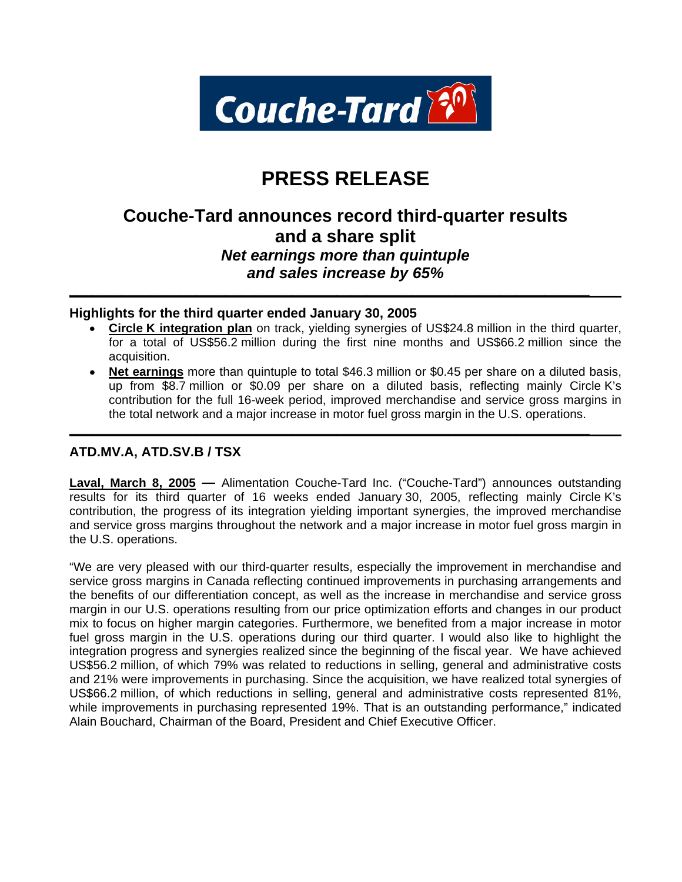# PRESS RELEASE

## Couche-Tard announces record third-quarter results and a share split

***Net earnings more than quintuple and sales increase by 65%***

---

### Highlights for the third quarter ended January 30, 2005

- **Circle K integration plan** on track, yielding synergies of US$24.8 million in the third quarter, for a total of US$56.2 million during the first nine months and US$66.2 million since the acquisition.
- **Net earnings** more than quintuple to total $46.3 million or $0.45 per share on a diluted basis, up from $8.7 million or $0.09 per share on a diluted basis, reflecting mainly Circle K's contribution for the full 16-week period, improved merchandise and service gross margins in the total network and a major increase in motor fuel gross margin in the U.S. operations.

---

### ATD.MV.A, ATD.SV.B / TSX

**Laval, March 8, 2005 —** Alimentation Couche-Tard Inc. ("Couche-Tard") announces outstanding results for its third quarter of 16 weeks ended January 30, 2005, reflecting mainly Circle K's contribution, the progress of its integration yielding important synergies, the improved merchandise and service gross margins throughout the network and a major increase in motor fuel gross margin in the U.S. operations.

"We are very pleased with our third-quarter results, especially the improvement in merchandise and service gross margins in Canada reflecting continued improvements in purchasing arrangements and the benefits of our differentiation concept, as well as the increase in merchandise and service gross margin in our U.S. operations resulting from our price optimization efforts and changes in our product mix to focus on higher margin categories. Furthermore, we benefited from a major increase in motor fuel gross margin in the U.S. operations during our third quarter. I would also like to highlight the integration progress and synergies realized since the beginning of the fiscal year. We have achieved US$56.2 million, of which 79% was related to reductions in selling, general and administrative costs and 21% were improvements in purchasing. Since the acquisition, we have realized total synergies of US$66.2 million, of which reductions in selling, general and administrative costs represented 81%, while improvements in purchasing represented 19%. That is an outstanding performance," indicated Alain Bouchard, Chairman of the Board, President and Chief Executive Officer.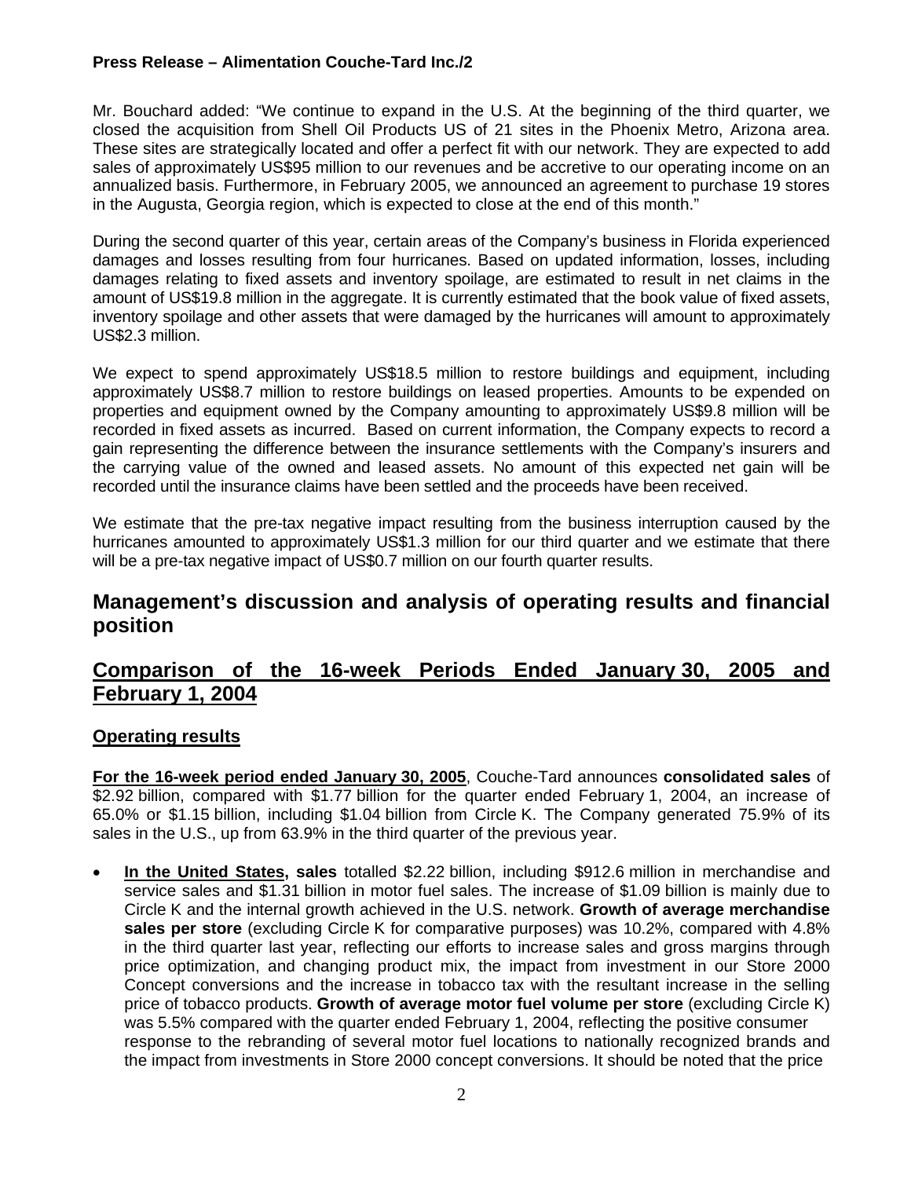Mr. Bouchard added: "We continue to expand in the U.S. At the beginning of the third quarter, we closed the acquisition from Shell Oil Products US of 21 sites in the Phoenix Metro, Arizona area. These sites are strategically located and offer a perfect fit with our network. They are expected to add sales of approximately US$95 million to our revenues and be accretive to our operating income on an annualized basis. Furthermore, in February 2005, we announced an agreement to purchase 19 stores in the Augusta, Georgia region, which is expected to close at the end of this month."

During the second quarter of this year, certain areas of the Company's business in Florida experienced damages and losses resulting from four hurricanes. Based on updated information, losses, including damages relating to fixed assets and inventory spoilage, are estimated to result in net claims in the amount of US$19.8 million in the aggregate. It is currently estimated that the book value of fixed assets, inventory spoilage and other assets that were damaged by the hurricanes will amount to approximately US$2.3 million.

We expect to spend approximately US$18.5 million to restore buildings and equipment, including approximately US$8.7 million to restore buildings on leased properties. Amounts to be expended on properties and equipment owned by the Company amounting to approximately US$9.8 million will be recorded in fixed assets as incurred. Based on current information, the Company expects to record a gain representing the difference between the insurance settlements with the Company's insurers and the carrying value of the owned and leased assets. No amount of this expected net gain will be recorded until the insurance claims have been settled and the proceeds have been received.

We estimate that the pre-tax negative impact resulting from the business interruption caused by the hurricanes amounted to approximately US$1.3 million for our third quarter and we estimate that there will be a pre-tax negative impact of US$0.7 million on our fourth quarter results.

## Management's discussion and analysis of operating results and financial position

## Comparison of the 16-week Periods Ended January 30, 2005 and February 1, 2004

### Operating results

**For the 16-week period ended January 30, 2005**, Couche-Tard announces **consolidated sales** of $2.92 billion, compared with $1.77 billion for the quarter ended February 1, 2004, an increase of 65.0% or $1.15 billion, including $1.04 billion from Circle K. The Company generated 75.9% of its sales in the U.S., up from 63.9% in the third quarter of the previous year.

- **In the United States, sales** totalled $2.22 billion, including $912.6 million in merchandise and service sales and $1.31 billion in motor fuel sales. The increase of $1.09 billion is mainly due to Circle K and the internal growth achieved in the U.S. network. **Growth of average merchandise sales per store** (excluding Circle K for comparative purposes) was 10.2%, compared with 4.8% in the third quarter last year, reflecting our efforts to increase sales and gross margins through price optimization, and changing product mix, the impact from investment in our Store 2000 Concept conversions and the increase in tobacco tax with the resultant increase in the selling price of tobacco products. **Growth of average motor fuel volume per store** (excluding Circle K) was 5.5% compared with the quarter ended February 1, 2004, reflecting the positive consumer response to the rebranding of several motor fuel locations to nationally recognized brands and the impact from investments in Store 2000 concept conversions. It should be noted that the price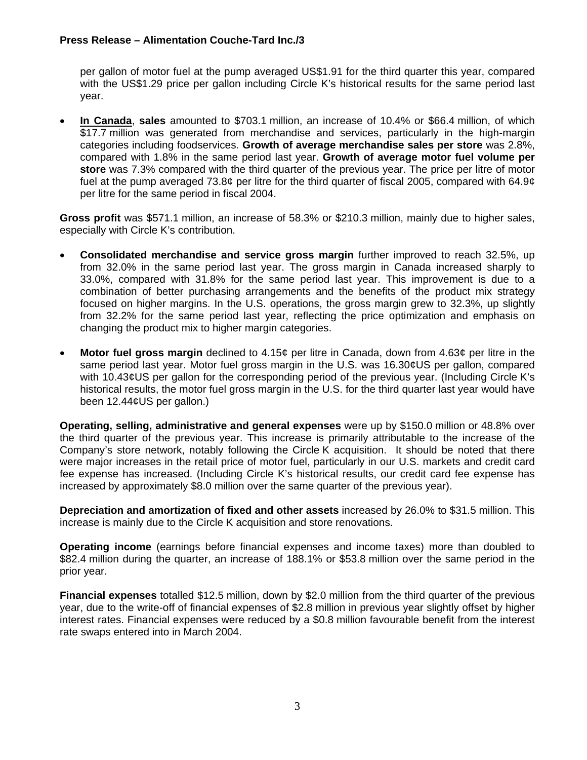per gallon of motor fuel at the pump averaged US$1.91 for the third quarter this year, compared with the US$1.29 price per gallon including Circle K's historical results for the same period last year.

- **In Canada**, **sales** amounted to $703.1 million, an increase of 10.4% or $66.4 million, of which $17.7 million was generated from merchandise and services, particularly in the high-margin categories including foodservices. **Growth of average merchandise sales per store** was 2.8%, compared with 1.8% in the same period last year. **Growth of average motor fuel volume per store** was 7.3% compared with the third quarter of the previous year. The price per litre of motor fuel at the pump averaged 73.8¢ per litre for the third quarter of fiscal 2005, compared with 64.9¢ per litre for the same period in fiscal 2004.

**Gross profit** was $571.1 million, an increase of 58.3% or $210.3 million, mainly due to higher sales, especially with Circle K's contribution.

- **Consolidated merchandise and service gross margin** further improved to reach 32.5%, up from 32.0% in the same period last year. The gross margin in Canada increased sharply to 33.0%, compared with 31.8% for the same period last year. This improvement is due to a combination of better purchasing arrangements and the benefits of the product mix strategy focused on higher margins. In the U.S. operations, the gross margin grew to 32.3%, up slightly from 32.2% for the same period last year, reflecting the price optimization and emphasis on changing the product mix to higher margin categories.

- **Motor fuel gross margin** declined to 4.15¢ per litre in Canada, down from 4.63¢ per litre in the same period last year. Motor fuel gross margin in the U.S. was 16.30¢US per gallon, compared with 10.43¢US per gallon for the corresponding period of the previous year. (Including Circle K's historical results, the motor fuel gross margin in the U.S. for the third quarter last year would have been 12.44¢US per gallon.)

**Operating, selling, administrative and general expenses** were up by $150.0 million or 48.8% over the third quarter of the previous year. This increase is primarily attributable to the increase of the Company's store network, notably following the Circle K acquisition. It should be noted that there were major increases in the retail price of motor fuel, particularly in our U.S. markets and credit card fee expense has increased. (Including Circle K's historical results, our credit card fee expense has increased by approximately $8.0 million over the same quarter of the previous year).

**Depreciation and amortization of fixed and other assets** increased by 26.0% to $31.5 million. This increase is mainly due to the Circle K acquisition and store renovations.

**Operating income** (earnings before financial expenses and income taxes) more than doubled to $82.4 million during the quarter, an increase of 188.1% or $53.8 million over the same period in the prior year.

**Financial expenses** totalled $12.5 million, down by $2.0 million from the third quarter of the previous year, due to the write-off of financial expenses of $2.8 million in previous year slightly offset by higher interest rates. Financial expenses were reduced by a $0.8 million favourable benefit from the interest rate swaps entered into in March 2004.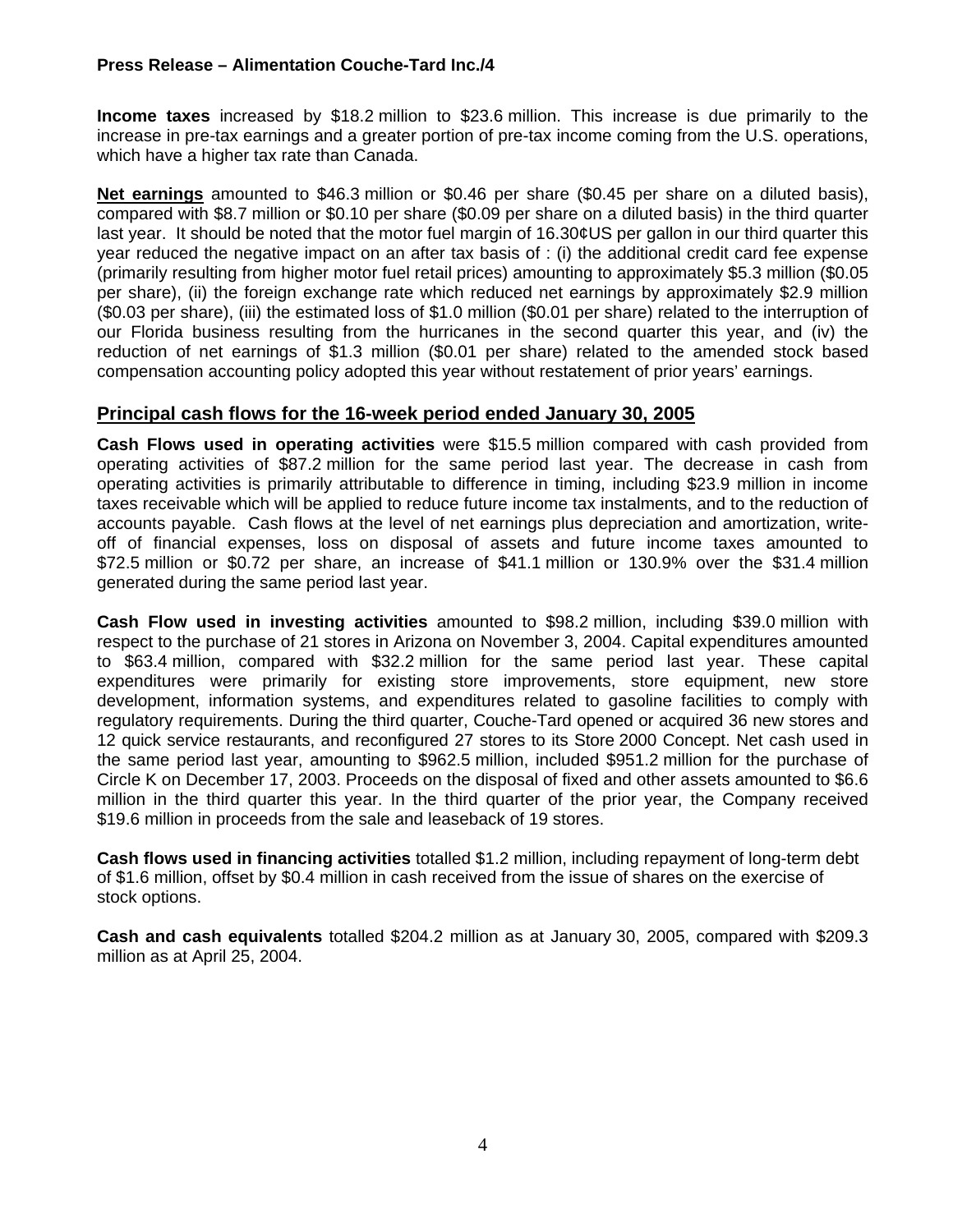**Income taxes** increased by $18.2 million to $23.6 million. This increase is due primarily to the increase in pre-tax earnings and a greater portion of pre-tax income coming from the U.S. operations, which have a higher tax rate than Canada.

**Net earnings** amounted to $46.3 million or $0.46 per share ($0.45 per share on a diluted basis), compared with $8.7 million or $0.10 per share ($0.09 per share on a diluted basis) in the third quarter last year. It should be noted that the motor fuel margin of 16.30¢US per gallon in our third quarter this year reduced the negative impact on an after tax basis of : (i) the additional credit card fee expense (primarily resulting from higher motor fuel retail prices) amounting to approximately $5.3 million ($0.05 per share), (ii) the foreign exchange rate which reduced net earnings by approximately $2.9 million ($0.03 per share), (iii) the estimated loss of $1.0 million ($0.01 per share) related to the interruption of our Florida business resulting from the hurricanes in the second quarter this year, and (iv) the reduction of net earnings of $1.3 million ($0.01 per share) related to the amended stock based compensation accounting policy adopted this year without restatement of prior years' earnings.

## Principal cash flows for the 16-week period ended January 30, 2005

**Cash Flows used in operating activities** were $15.5 million compared with cash provided from operating activities of $87.2 million for the same period last year. The decrease in cash from operating activities is primarily attributable to difference in timing, including $23.9 million in income taxes receivable which will be applied to reduce future income tax instalments, and to the reduction of accounts payable. Cash flows at the level of net earnings plus depreciation and amortization, write-off of financial expenses, loss on disposal of assets and future income taxes amounted to $72.5 million or $0.72 per share, an increase of $41.1 million or 130.9% over the $31.4 million generated during the same period last year.

**Cash Flow used in investing activities** amounted to $98.2 million, including $39.0 million with respect to the purchase of 21 stores in Arizona on November 3, 2004. Capital expenditures amounted to $63.4 million, compared with $32.2 million for the same period last year. These capital expenditures were primarily for existing store improvements, store equipment, new store development, information systems, and expenditures related to gasoline facilities to comply with regulatory requirements. During the third quarter, Couche-Tard opened or acquired 36 new stores and 12 quick service restaurants, and reconfigured 27 stores to its Store 2000 Concept. Net cash used in the same period last year, amounting to $962.5 million, included $951.2 million for the purchase of Circle K on December 17, 2003. Proceeds on the disposal of fixed and other assets amounted to $6.6 million in the third quarter this year. In the third quarter of the prior year, the Company received $19.6 million in proceeds from the sale and leaseback of 19 stores.

**Cash flows used in financing activities** totalled $1.2 million, including repayment of long-term debt of $1.6 million, offset by $0.4 million in cash received from the issue of shares on the exercise of stock options.

**Cash and cash equivalents** totalled $204.2 million as at January 30, 2005, compared with $209.3 million as at April 25, 2004.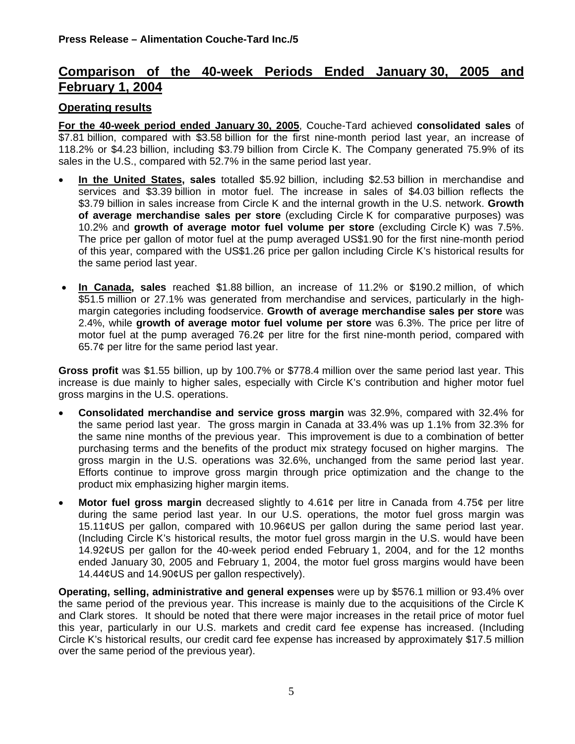## Comparison of the 40-week Periods Ended January 30, 2005 and February 1, 2004

### Operating results

**For the 40-week period ended January 30, 2005**, Couche-Tard achieved **consolidated sales** of $7.81 billion, compared with $3.58 billion for the first nine-month period last year, an increase of 118.2% or $4.23 billion, including $3.79 billion from Circle K. The Company generated 75.9% of its sales in the U.S., compared with 52.7% in the same period last year.

- **In the United States, sales** totalled $5.92 billion, including $2.53 billion in merchandise and services and $3.39 billion in motor fuel. The increase in sales of $4.03 billion reflects the $3.79 billion in sales increase from Circle K and the internal growth in the U.S. network. **Growth of average merchandise sales per store** (excluding Circle K for comparative purposes) was 10.2% and **growth of average motor fuel volume per store** (excluding Circle K) was 7.5%. The price per gallon of motor fuel at the pump averaged US$1.90 for the first nine-month period of this year, compared with the US$1.26 price per gallon including Circle K's historical results for the same period last year.

- **In Canada, sales** reached $1.88 billion, an increase of 11.2% or $190.2 million, of which $51.5 million or 27.1% was generated from merchandise and services, particularly in the high-margin categories including foodservice. **Growth of average merchandise sales per store** was 2.4%, while **growth of average motor fuel volume per store** was 6.3%. The price per litre of motor fuel at the pump averaged 76.2¢ per litre for the first nine-month period, compared with 65.7¢ per litre for the same period last year.

**Gross profit** was $1.55 billion, up by 100.7% or $778.4 million over the same period last year. This increase is due mainly to higher sales, especially with Circle K's contribution and higher motor fuel gross margins in the U.S. operations.

- **Consolidated merchandise and service gross margin** was 32.9%, compared with 32.4% for the same period last year. The gross margin in Canada at 33.4% was up 1.1% from 32.3% for the same nine months of the previous year. This improvement is due to a combination of better purchasing terms and the benefits of the product mix strategy focused on higher margins. The gross margin in the U.S. operations was 32.6%, unchanged from the same period last year. Efforts continue to improve gross margin through price optimization and the change to the product mix emphasizing higher margin items.

- **Motor fuel gross margin** decreased slightly to 4.61¢ per litre in Canada from 4.75¢ per litre during the same period last year. In our U.S. operations, the motor fuel gross margin was 15.11¢US per gallon, compared with 10.96¢US per gallon during the same period last year. (Including Circle K's historical results, the motor fuel gross margin in the U.S. would have been 14.92¢US per gallon for the 40-week period ended February 1, 2004, and for the 12 months ended January 30, 2005 and February 1, 2004, the motor fuel gross margins would have been 14.44¢US and 14.90¢US per gallon respectively).

**Operating, selling, administrative and general expenses** were up by $576.1 million or 93.4% over the same period of the previous year. This increase is mainly due to the acquisitions of the Circle K and Clark stores. It should be noted that there were major increases in the retail price of motor fuel this year, particularly in our U.S. markets and credit card fee expense has increased. (Including Circle K's historical results, our credit card fee expense has increased by approximately $17.5 million over the same period of the previous year).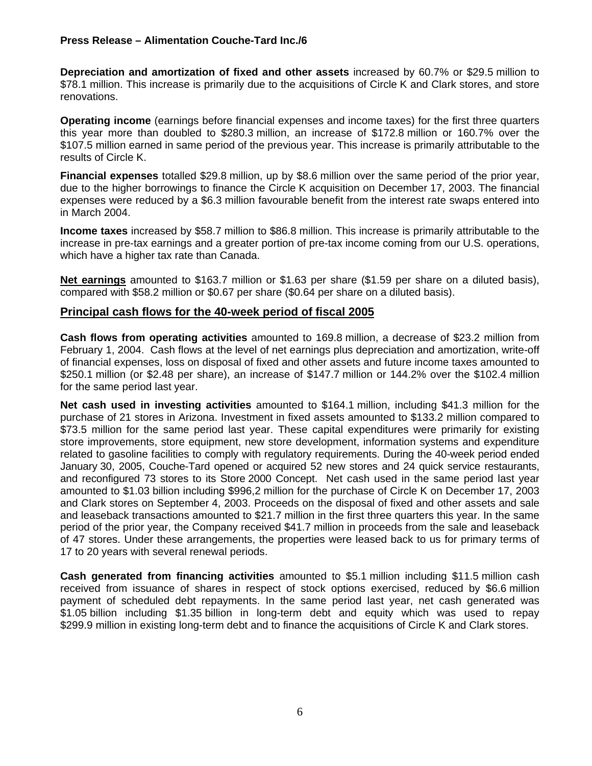**Depreciation and amortization of fixed and other assets** increased by 60.7% or $29.5 million to $78.1 million. This increase is primarily due to the acquisitions of Circle K and Clark stores, and store renovations.

**Operating income** (earnings before financial expenses and income taxes) for the first three quarters this year more than doubled to $280.3 million, an increase of $172.8 million or 160.7% over the $107.5 million earned in same period of the previous year. This increase is primarily attributable to the results of Circle K.

**Financial expenses** totalled $29.8 million, up by $8.6 million over the same period of the prior year, due to the higher borrowings to finance the Circle K acquisition on December 17, 2003. The financial expenses were reduced by a $6.3 million favourable benefit from the interest rate swaps entered into in March 2004.

**Income taxes** increased by $58.7 million to $86.8 million. This increase is primarily attributable to the increase in pre-tax earnings and a greater portion of pre-tax income coming from our U.S. operations, which have a higher tax rate than Canada.

**Net earnings** amounted to $163.7 million or $1.63 per share ($1.59 per share on a diluted basis), compared with $58.2 million or $0.67 per share ($0.64 per share on a diluted basis).

## Principal cash flows for the 40-week period of fiscal 2005

**Cash flows from operating activities** amounted to 169.8 million, a decrease of $23.2 million from February 1, 2004. Cash flows at the level of net earnings plus depreciation and amortization, write-off of financial expenses, loss on disposal of fixed and other assets and future income taxes amounted to $250.1 million (or $2.48 per share), an increase of $147.7 million or 144.2% over the $102.4 million for the same period last year.

**Net cash used in investing activities** amounted to $164.1 million, including $41.3 million for the purchase of 21 stores in Arizona. Investment in fixed assets amounted to $133.2 million compared to $73.5 million for the same period last year. These capital expenditures were primarily for existing store improvements, store equipment, new store development, information systems and expenditure related to gasoline facilities to comply with regulatory requirements. During the 40-week period ended January 30, 2005, Couche-Tard opened or acquired 52 new stores and 24 quick service restaurants, and reconfigured 73 stores to its Store 2000 Concept. Net cash used in the same period last year amounted to $1.03 billion including $996,2 million for the purchase of Circle K on December 17, 2003 and Clark stores on September 4, 2003. Proceeds on the disposal of fixed and other assets and sale and leaseback transactions amounted to $21.7 million in the first three quarters this year. In the same period of the prior year, the Company received $41.7 million in proceeds from the sale and leaseback of 47 stores. Under these arrangements, the properties were leased back to us for primary terms of 17 to 20 years with several renewal periods.

**Cash generated from financing activities** amounted to $5.1 million including $11.5 million cash received from issuance of shares in respect of stock options exercised, reduced by $6.6 million payment of scheduled debt repayments. In the same period last year, net cash generated was $1.05 billion including $1.35 billion in long-term debt and equity which was used to repay $299.9 million in existing long-term debt and to finance the acquisitions of Circle K and Clark stores.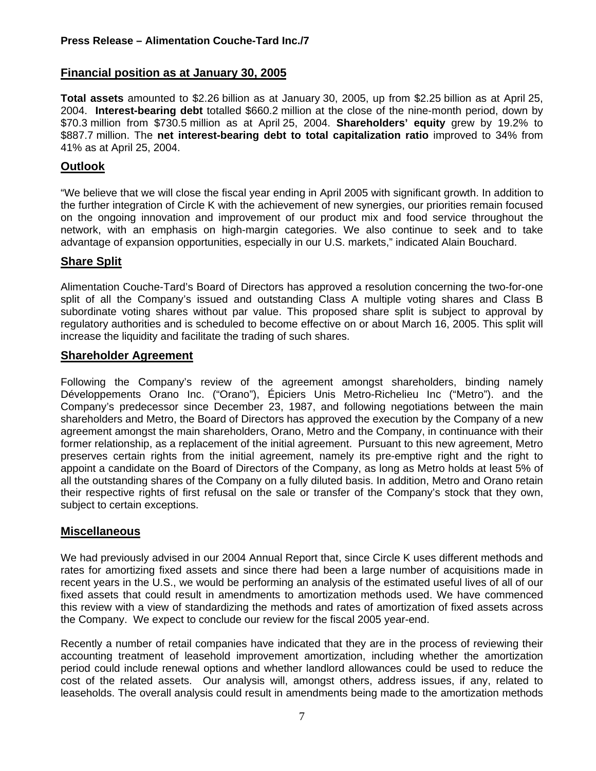## Financial position as at January 30, 2005

**Total assets** amounted to $2.26 billion as at January 30, 2005, up from $2.25 billion as at April 25, 2004. **Interest-bearing debt** totalled $660.2 million at the close of the nine-month period, down by $70.3 million from $730.5 million as at April 25, 2004. **Shareholders' equity** grew by 19.2% to $887.7 million. The **net interest-bearing debt to total capitalization ratio** improved to 34% from 41% as at April 25, 2004.

## Outlook

"We believe that we will close the fiscal year ending in April 2005 with significant growth. In addition to the further integration of Circle K with the achievement of new synergies, our priorities remain focused on the ongoing innovation and improvement of our product mix and food service throughout the network, with an emphasis on high-margin categories. We also continue to seek and to take advantage of expansion opportunities, especially in our U.S. markets," indicated Alain Bouchard.

## Share Split

Alimentation Couche-Tard's Board of Directors has approved a resolution concerning the two-for-one split of all the Company's issued and outstanding Class A multiple voting shares and Class B subordinate voting shares without par value. This proposed share split is subject to approval by regulatory authorities and is scheduled to become effective on or about March 16, 2005. This split will increase the liquidity and facilitate the trading of such shares.

## Shareholder Agreement

Following the Company's review of the agreement amongst shareholders, binding namely Développements Orano Inc. ("Orano"), Épiciers Unis Metro-Richelieu Inc ("Metro"). and the Company's predecessor since December 23, 1987, and following negotiations between the main shareholders and Metro, the Board of Directors has approved the execution by the Company of a new agreement amongst the main shareholders, Orano, Metro and the Company, in continuance with their former relationship, as a replacement of the initial agreement. Pursuant to this new agreement, Metro preserves certain rights from the initial agreement, namely its pre-emptive right and the right to appoint a candidate on the Board of Directors of the Company, as long as Metro holds at least 5% of all the outstanding shares of the Company on a fully diluted basis. In addition, Metro and Orano retain their respective rights of first refusal on the sale or transfer of the Company's stock that they own, subject to certain exceptions.

## Miscellaneous

We had previously advised in our 2004 Annual Report that, since Circle K uses different methods and rates for amortizing fixed assets and since there had been a large number of acquisitions made in recent years in the U.S., we would be performing an analysis of the estimated useful lives of all of our fixed assets that could result in amendments to amortization methods used. We have commenced this review with a view of standardizing the methods and rates of amortization of fixed assets across the Company. We expect to conclude our review for the fiscal 2005 year-end.

Recently a number of retail companies have indicated that they are in the process of reviewing their accounting treatment of leasehold improvement amortization, including whether the amortization period could include renewal options and whether landlord allowances could be used to reduce the cost of the related assets. Our analysis will, amongst others, address issues, if any, related to leaseholds. The overall analysis could result in amendments being made to the amortization methods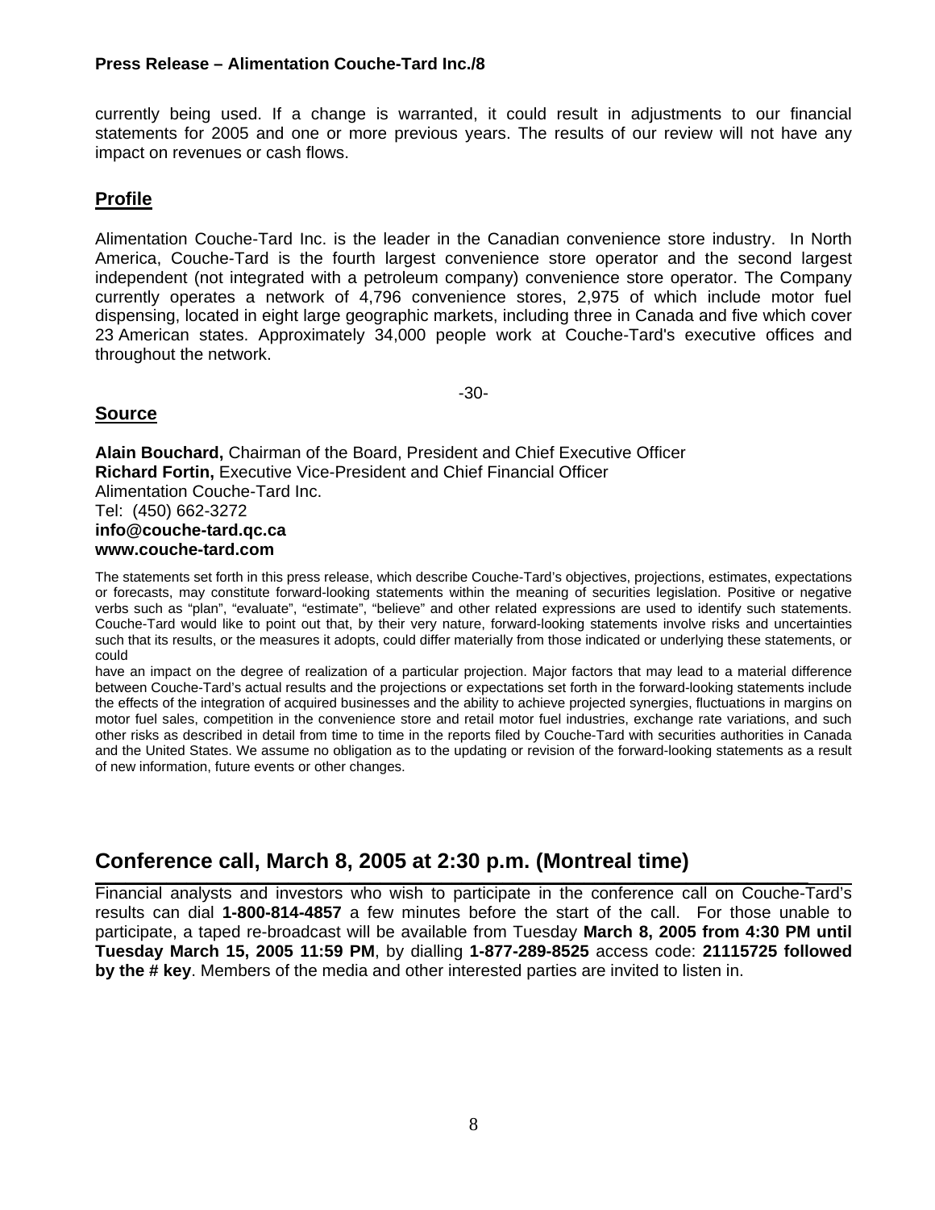currently being used. If a change is warranted, it could result in adjustments to our financial statements for 2005 and one or more previous years. The results of our review will not have any impact on revenues or cash flows.

## Profile

Alimentation Couche-Tard Inc. is the leader in the Canadian convenience store industry. In North America, Couche-Tard is the fourth largest convenience store operator and the second largest independent (not integrated with a petroleum company) convenience store operator. The Company currently operates a network of 4,796 convenience stores, 2,975 of which include motor fuel dispensing, located in eight large geographic markets, including three in Canada and five which cover 23 American states. Approximately 34,000 people work at Couche-Tard's executive offices and throughout the network.

-30-

## Source

**Alain Bouchard,** Chairman of the Board, President and Chief Executive Officer
**Richard Fortin,** Executive Vice-President and Chief Financial Officer
Alimentation Couche-Tard Inc.
Tel: (450) 662-3272
**info@couche-tard.qc.ca**
**www.couche-tard.com**

The statements set forth in this press release, which describe Couche-Tard's objectives, projections, estimates, expectations or forecasts, may constitute forward-looking statements within the meaning of securities legislation. Positive or negative verbs such as "plan", "evaluate", "estimate", "believe" and other related expressions are used to identify such statements. Couche-Tard would like to point out that, by their very nature, forward-looking statements involve risks and uncertainties such that its results, or the measures it adopts, could differ materially from those indicated or underlying these statements, or could
have an impact on the degree of realization of a particular projection. Major factors that may lead to a material difference between Couche-Tard's actual results and the projections or expectations set forth in the forward-looking statements include the effects of the integration of acquired businesses and the ability to achieve projected synergies, fluctuations in margins on motor fuel sales, competition in the convenience store and retail motor fuel industries, exchange rate variations, and such other risks as described in detail from time to time in the reports filed by Couche-Tard with securities authorities in Canada and the United States. We assume no obligation as to the updating or revision of the forward-looking statements as a result of new information, future events or other changes.

## Conference call, March 8, 2005 at 2:30 p.m. (Montreal time)

Financial analysts and investors who wish to participate in the conference call on Couche-Tard's results can dial **1-800-814-4857** a few minutes before the start of the call. For those unable to participate, a taped re-broadcast will be available from Tuesday **March 8, 2005 from 4:30 PM until Tuesday March 15, 2005 11:59 PM**, by dialling **1-877-289-8525** access code: **21115725 followed by the # key**. Members of the media and other interested parties are invited to listen in.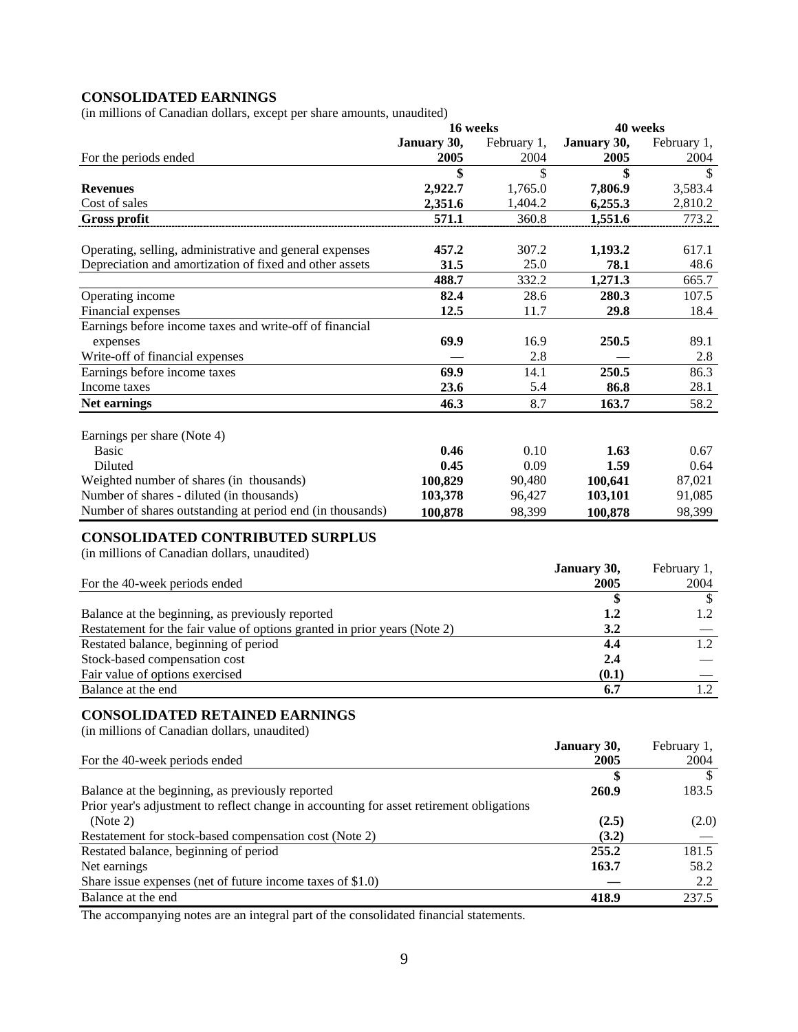## CONSOLIDATED EARNINGS

(in millions of Canadian dollars, except per share amounts, unaudited)

| For the periods ended | 16 weeks | | 40 weeks | |
|---|---|---|---|---|
| | **January 30, 2005** | February 1, 2004 | **January 30, 2005** | February 1, 2004 |
| | **$** | $ | **$** | $ |
| **Revenues** | **2,922.7** | 1,765.0 | **7,806.9** | 3,583.4 |
| Cost of sales | **2,351.6** | 1,404.2 | **6,255.3** | 2,810.2 |
| **Gross profit** | **571.1** | 360.8 | **1,551.6** | 773.2 |
| Operating, selling, administrative and general expenses | **457.2** | 307.2 | **1,193.2** | 617.1 |
| Depreciation and amortization of fixed and other assets | **31.5** | 25.0 | **78.1** | 48.6 |
| | **488.7** | 332.2 | **1,271.3** | 665.7 |
| Operating income | **82.4** | 28.6 | **280.3** | 107.5 |
| Financial expenses | **12.5** | 11.7 | **29.8** | 18.4 |
| Earnings before income taxes and write-off of financial expenses | **69.9** | 16.9 | **250.5** | 89.1 |
| Write-off of financial expenses | — | 2.8 | — | 2.8 |
| Earnings before income taxes | **69.9** | 14.1 | **250.5** | 86.3 |
| Income taxes | **23.6** | 5.4 | **86.8** | 28.1 |
| **Net earnings** | **46.3** | 8.7 | **163.7** | 58.2 |
| Earnings per share (Note 4) | | | | |
| Basic | **0.46** | 0.10 | **1.63** | 0.67 |
| Diluted | **0.45** | 0.09 | **1.59** | 0.64 |
| Weighted number of shares (in thousands) | **100,829** | 90,480 | **100,641** | 87,021 |
| Number of shares - diluted (in thousands) | **103,378** | 96,427 | **103,101** | 91,085 |
| Number of shares outstanding at period end (in thousands) | **100,878** | 98,399 | **100,878** | 98,399 |

## CONSOLIDATED CONTRIBUTED SURPLUS

(in millions of Canadian dollars, unaudited)

| For the 40-week periods ended | **January 30, 2005** | February 1, 2004 |
|---|---|---|
| | **$** | $ |
| Balance at the beginning, as previously reported | **1.2** | 1.2 |
| Restatement for the fair value of options granted in prior years (Note 2) | **3.2** | — |
| Restated balance, beginning of period | **4.4** | 1.2 |
| Stock-based compensation cost | **2.4** | — |
| Fair value of options exercised | **(0.1)** | — |
| Balance at the end | **6.7** | 1.2 |

## CONSOLIDATED RETAINED EARNINGS

(in millions of Canadian dollars, unaudited)

| For the 40-week periods ended | **January 30, 2005** | February 1, 2004 |
|---|---|---|
| | **$** | $ |
| Balance at the beginning, as previously reported | **260.9** | 183.5 |
| Prior year's adjustment to reflect change in accounting for asset retirement obligations (Note 2) | **(2.5)** | (2.0) |
| Restatement for stock-based compensation cost (Note 2) | **(3.2)** | — |
| Restated balance, beginning of period | **255.2** | 181.5 |
| Net earnings | **163.7** | 58.2 |
| Share issue expenses (net of future income taxes of $1.0) | **—** | 2.2 |
| Balance at the end | **418.9** | 237.5 |

The accompanying notes are an integral part of the consolidated financial statements.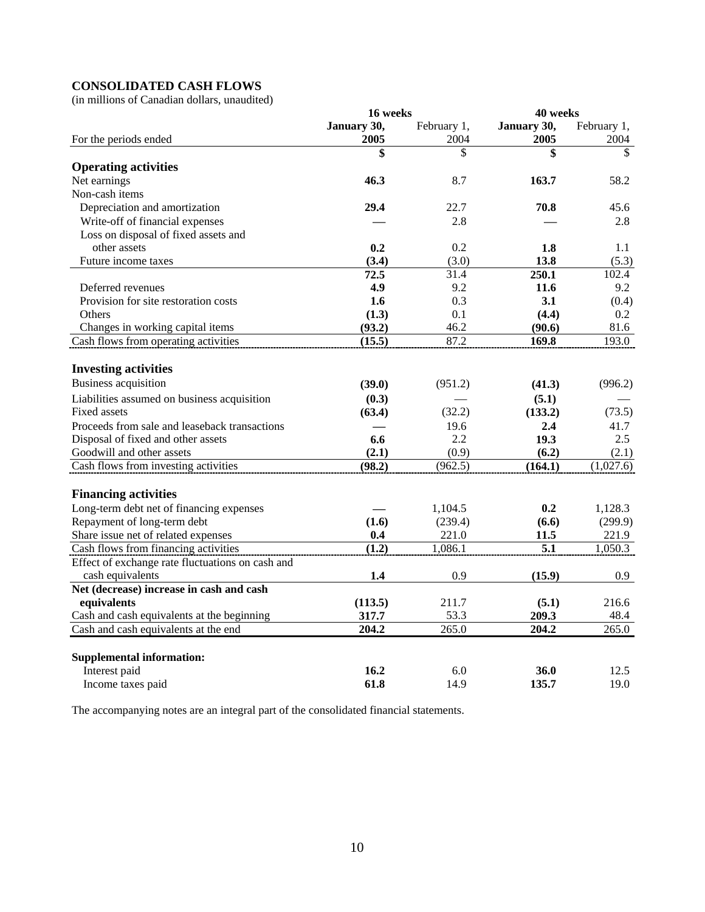## CONSOLIDATED CASH FLOWS

(in millions of Canadian dollars, unaudited)

| | 16 weeks | | 40 weeks | |
|---|---|---|---|---|
| For the periods ended | **January 30, 2005** | February 1, 2004 | **January 30, 2005** | February 1, 2004 |
| | **$** | $ | **$** | $ |
| **Operating activities** | | | | |
| Net earnings | **46.3** | 8.7 | **163.7** | 58.2 |
| Non-cash items | | | | |
| Depreciation and amortization | **29.4** | 22.7 | **70.8** | 45.6 |
| Write-off of financial expenses | **—** | 2.8 | **—** | 2.8 |
| Loss on disposal of fixed assets and other assets | **0.2** | 0.2 | **1.8** | 1.1 |
| Future income taxes | **(3.4)** | (3.0) | **13.8** | (5.3) |
| | **72.5** | 31.4 | **250.1** | 102.4 |
| Deferred revenues | **4.9** | 9.2 | **11.6** | 9.2 |
| Provision for site restoration costs | **1.6** | 0.3 | **3.1** | (0.4) |
| Others | **(1.3)** | 0.1 | **(4.4)** | 0.2 |
| Changes in working capital items | **(93.2)** | 46.2 | **(90.6)** | 81.6 |
| Cash flows from operating activities | **(15.5)** | 87.2 | **169.8** | 193.0 |
| **Investing activities** | | | | |
| Business acquisition | **(39.0)** | (951.2) | **(41.3)** | (996.2) |
| Liabilities assumed on business acquisition | **(0.3)** | — | **(5.1)** | — |
| Fixed assets | **(63.4)** | (32.2) | **(133.2)** | (73.5) |
| Proceeds from sale and leaseback transactions | **—** | 19.6 | **2.4** | 41.7 |
| Disposal of fixed and other assets | **6.6** | 2.2 | **19.3** | 2.5 |
| Goodwill and other assets | **(2.1)** | (0.9) | **(6.2)** | (2.1) |
| Cash flows from investing activities | **(98.2)** | (962.5) | **(164.1)** | (1,027.6) |
| **Financing activities** | | | | |
| Long-term debt net of financing expenses | **—** | 1,104.5 | **0.2** | 1,128.3 |
| Repayment of long-term debt | **(1.6)** | (239.4) | **(6.6)** | (299.9) |
| Share issue net of related expenses | **0.4** | 221.0 | **11.5** | 221.9 |
| Cash flows from financing activities | **(1.2)** | 1,086.1 | **5.1** | 1,050.3 |
| Effect of exchange rate fluctuations on cash and cash equivalents | **1.4** | 0.9 | **(15.9)** | 0.9 |
| **Net (decrease) increase in cash and cash equivalents** | **(113.5)** | 211.7 | **(5.1)** | 216.6 |
| Cash and cash equivalents at the beginning | **317.7** | 53.3 | **209.3** | 48.4 |
| Cash and cash equivalents at the end | **204.2** | 265.0 | **204.2** | 265.0 |
| **Supplemental information:** | | | | |
| Interest paid | **16.2** | 6.0 | **36.0** | 12.5 |
| Income taxes paid | **61.8** | 14.9 | **135.7** | 19.0 |

The accompanying notes are an integral part of the consolidated financial statements.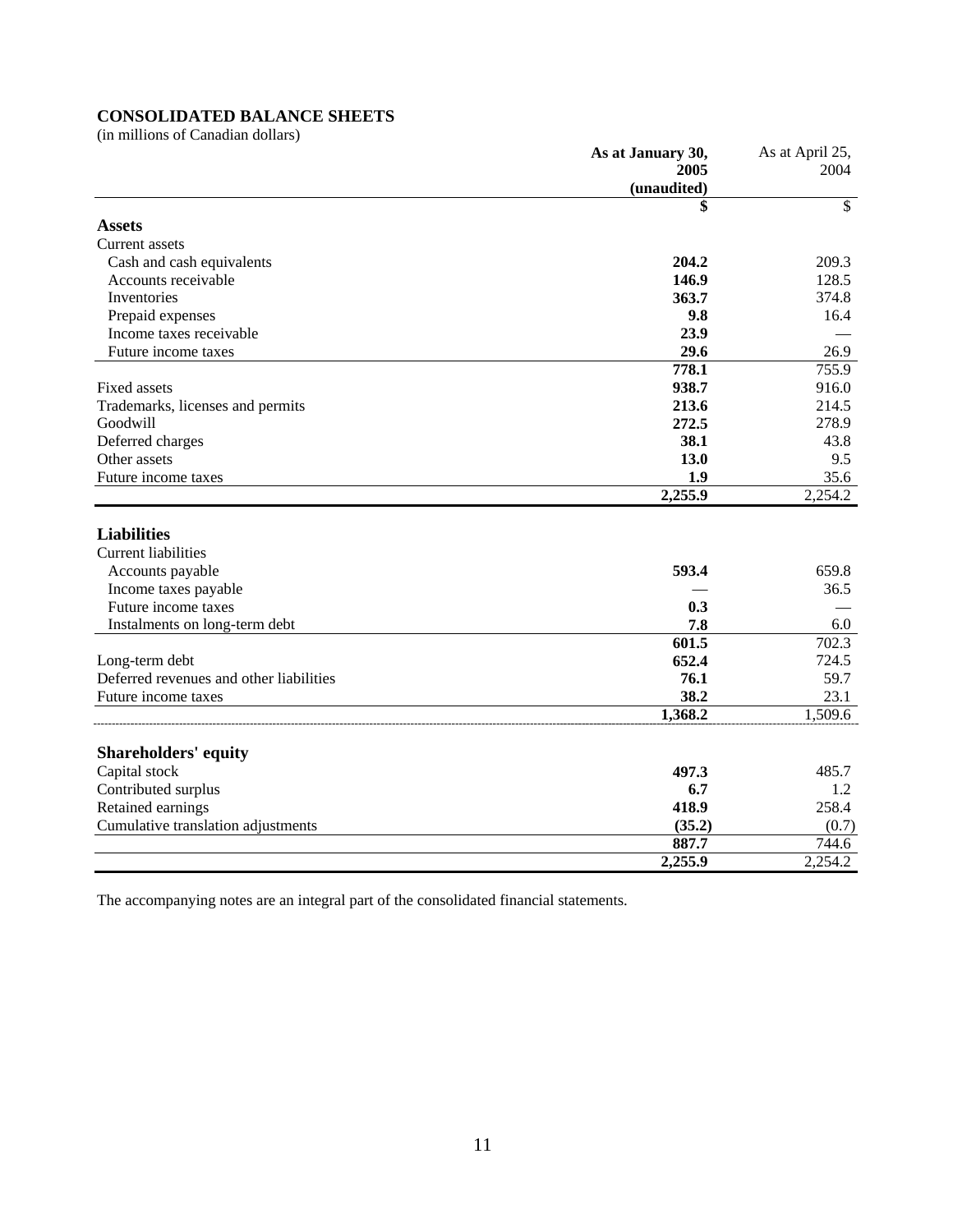**CONSOLIDATED BALANCE SHEETS**
(in millions of Canadian dollars)

| | **As at January 30, 2005 (unaudited)** | As at April 25, 2004 |
|---|---|---|
| | **$** | $ |
| **Assets** | | |
| Current assets | | |
| Cash and cash equivalents | **204.2** | 209.3 |
| Accounts receivable | **146.9** | 128.5 |
| Inventories | **363.7** | 374.8 |
| Prepaid expenses | **9.8** | 16.4 |
| Income taxes receivable | **23.9** | — |
| Future income taxes | **29.6** | 26.9 |
| | **778.1** | 755.9 |
| Fixed assets | **938.7** | 916.0 |
| Trademarks, licenses and permits | **213.6** | 214.5 |
| Goodwill | **272.5** | 278.9 |
| Deferred charges | **38.1** | 43.8 |
| Other assets | **13.0** | 9.5 |
| Future income taxes | **1.9** | 35.6 |
| | **2,255.9** | 2,254.2 |
| **Liabilities** | | |
| Current liabilities | | |
| Accounts payable | **593.4** | 659.8 |
| Income taxes payable | — | 36.5 |
| Future income taxes | **0.3** | — |
| Instalments on long-term debt | **7.8** | 6.0 |
| | **601.5** | 702.3 |
| Long-term debt | **652.4** | 724.5 |
| Deferred revenues and other liabilities | **76.1** | 59.7 |
| Future income taxes | **38.2** | 23.1 |
| | **1,368.2** | 1,509.6 |
| **Shareholders' equity** | | |
| Capital stock | **497.3** | 485.7 |
| Contributed surplus | **6.7** | 1.2 |
| Retained earnings | **418.9** | 258.4 |
| Cumulative translation adjustments | **(35.2)** | (0.7) |
| | **887.7** | 744.6 |
| | **2,255.9** | 2,254.2 |

The accompanying notes are an integral part of the consolidated financial statements.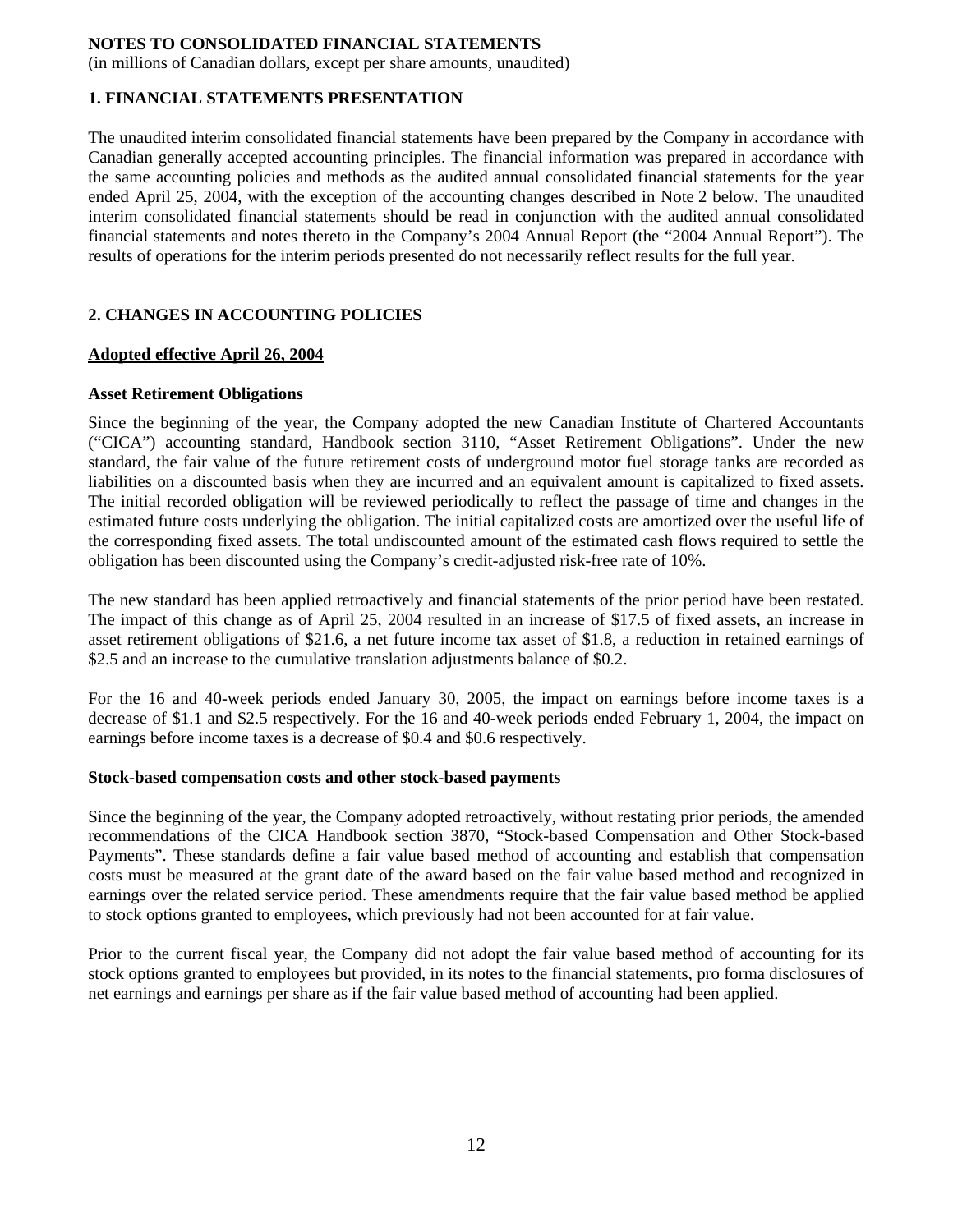**NOTES TO CONSOLIDATED FINANCIAL STATEMENTS**
(in millions of Canadian dollars, except per share amounts, unaudited)

## 1. FINANCIAL STATEMENTS PRESENTATION

The unaudited interim consolidated financial statements have been prepared by the Company in accordance with Canadian generally accepted accounting principles. The financial information was prepared in accordance with the same accounting policies and methods as the audited annual consolidated financial statements for the year ended April 25, 2004, with the exception of the accounting changes described in Note 2 below. The unaudited interim consolidated financial statements should be read in conjunction with the audited annual consolidated financial statements and notes thereto in the Company's 2004 Annual Report (the "2004 Annual Report"). The results of operations for the interim periods presented do not necessarily reflect results for the full year.

## 2. CHANGES IN ACCOUNTING POLICIES

**Adopted effective April 26, 2004**

### Asset Retirement Obligations

Since the beginning of the year, the Company adopted the new Canadian Institute of Chartered Accountants ("CICA") accounting standard, Handbook section 3110, "Asset Retirement Obligations". Under the new standard, the fair value of the future retirement costs of underground motor fuel storage tanks are recorded as liabilities on a discounted basis when they are incurred and an equivalent amount is capitalized to fixed assets. The initial recorded obligation will be reviewed periodically to reflect the passage of time and changes in the estimated future costs underlying the obligation. The initial capitalized costs are amortized over the useful life of the corresponding fixed assets. The total undiscounted amount of the estimated cash flows required to settle the obligation has been discounted using the Company's credit-adjusted risk-free rate of 10%.

The new standard has been applied retroactively and financial statements of the prior period have been restated. The impact of this change as of April 25, 2004 resulted in an increase of $17.5 of fixed assets, an increase in asset retirement obligations of $21.6, a net future income tax asset of $1.8, a reduction in retained earnings of $2.5 and an increase to the cumulative translation adjustments balance of $0.2.

For the 16 and 40-week periods ended January 30, 2005, the impact on earnings before income taxes is a decrease of $1.1 and $2.5 respectively. For the 16 and 40-week periods ended February 1, 2004, the impact on earnings before income taxes is a decrease of $0.4 and $0.6 respectively.

### Stock-based compensation costs and other stock-based payments

Since the beginning of the year, the Company adopted retroactively, without restating prior periods, the amended recommendations of the CICA Handbook section 3870, "Stock-based Compensation and Other Stock-based Payments". These standards define a fair value based method of accounting and establish that compensation costs must be measured at the grant date of the award based on the fair value based method and recognized in earnings over the related service period. These amendments require that the fair value based method be applied to stock options granted to employees, which previously had not been accounted for at fair value.

Prior to the current fiscal year, the Company did not adopt the fair value based method of accounting for its stock options granted to employees but provided, in its notes to the financial statements, pro forma disclosures of net earnings and earnings per share as if the fair value based method of accounting had been applied.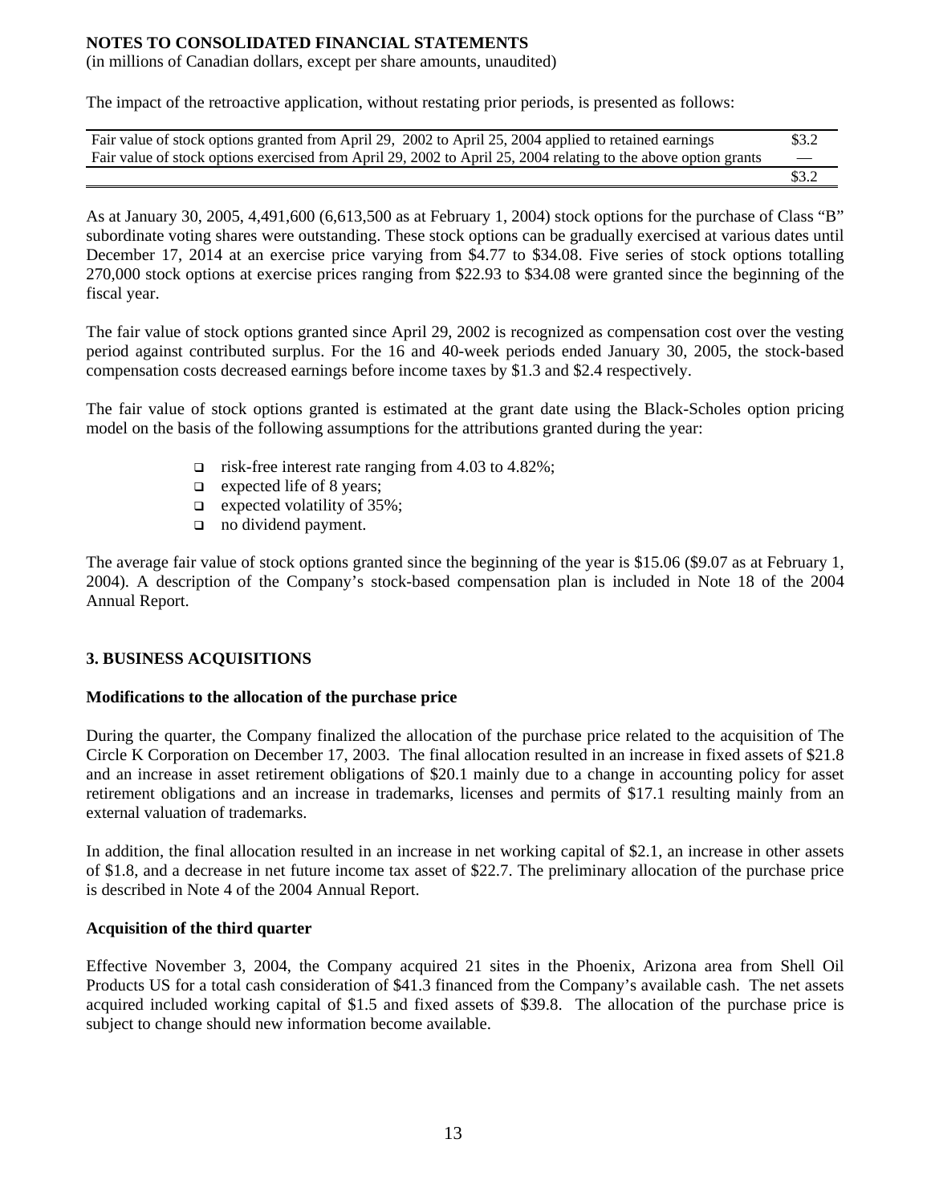**NOTES TO CONSOLIDATED FINANCIAL STATEMENTS**
(in millions of Canadian dollars, except per share amounts, unaudited)

The impact of the retroactive application, without restating prior periods, is presented as follows:

| | |
|---|---|
| Fair value of stock options granted from April 29, 2002 to April 25, 2004 applied to retained earnings | $3.2 |
| Fair value of stock options exercised from April 29, 2002 to April 25, 2004 relating to the above option grants | — |
| | $3.2 |

As at January 30, 2005, 4,491,600 (6,613,500 as at February 1, 2004) stock options for the purchase of Class "B" subordinate voting shares were outstanding. These stock options can be gradually exercised at various dates until December 17, 2014 at an exercise price varying from $4.77 to $34.08. Five series of stock options totalling 270,000 stock options at exercise prices ranging from $22.93 to $34.08 were granted since the beginning of the fiscal year.

The fair value of stock options granted since April 29, 2002 is recognized as compensation cost over the vesting period against contributed surplus. For the 16 and 40-week periods ended January 30, 2005, the stock-based compensation costs decreased earnings before income taxes by $1.3 and $2.4 respectively.

The fair value of stock options granted is estimated at the grant date using the Black-Scholes option pricing model on the basis of the following assumptions for the attributions granted during the year:

- risk-free interest rate ranging from 4.03 to 4.82%;
- expected life of 8 years;
- expected volatility of 35%;
- no dividend payment.

The average fair value of stock options granted since the beginning of the year is $15.06 ($9.07 as at February 1, 2004). A description of the Company's stock-based compensation plan is included in Note 18 of the 2004 Annual Report.

## 3. BUSINESS ACQUISITIONS

**Modifications to the allocation of the purchase price**

During the quarter, the Company finalized the allocation of the purchase price related to the acquisition of The Circle K Corporation on December 17, 2003. The final allocation resulted in an increase in fixed assets of $21.8 and an increase in asset retirement obligations of $20.1 mainly due to a change in accounting policy for asset retirement obligations and an increase in trademarks, licenses and permits of $17.1 resulting mainly from an external valuation of trademarks.

In addition, the final allocation resulted in an increase in net working capital of $2.1, an increase in other assets of $1.8, and a decrease in net future income tax asset of $22.7. The preliminary allocation of the purchase price is described in Note 4 of the 2004 Annual Report.

**Acquisition of the third quarter**

Effective November 3, 2004, the Company acquired 21 sites in the Phoenix, Arizona area from Shell Oil Products US for a total cash consideration of $41.3 financed from the Company's available cash. The net assets acquired included working capital of $1.5 and fixed assets of $39.8. The allocation of the purchase price is subject to change should new information become available.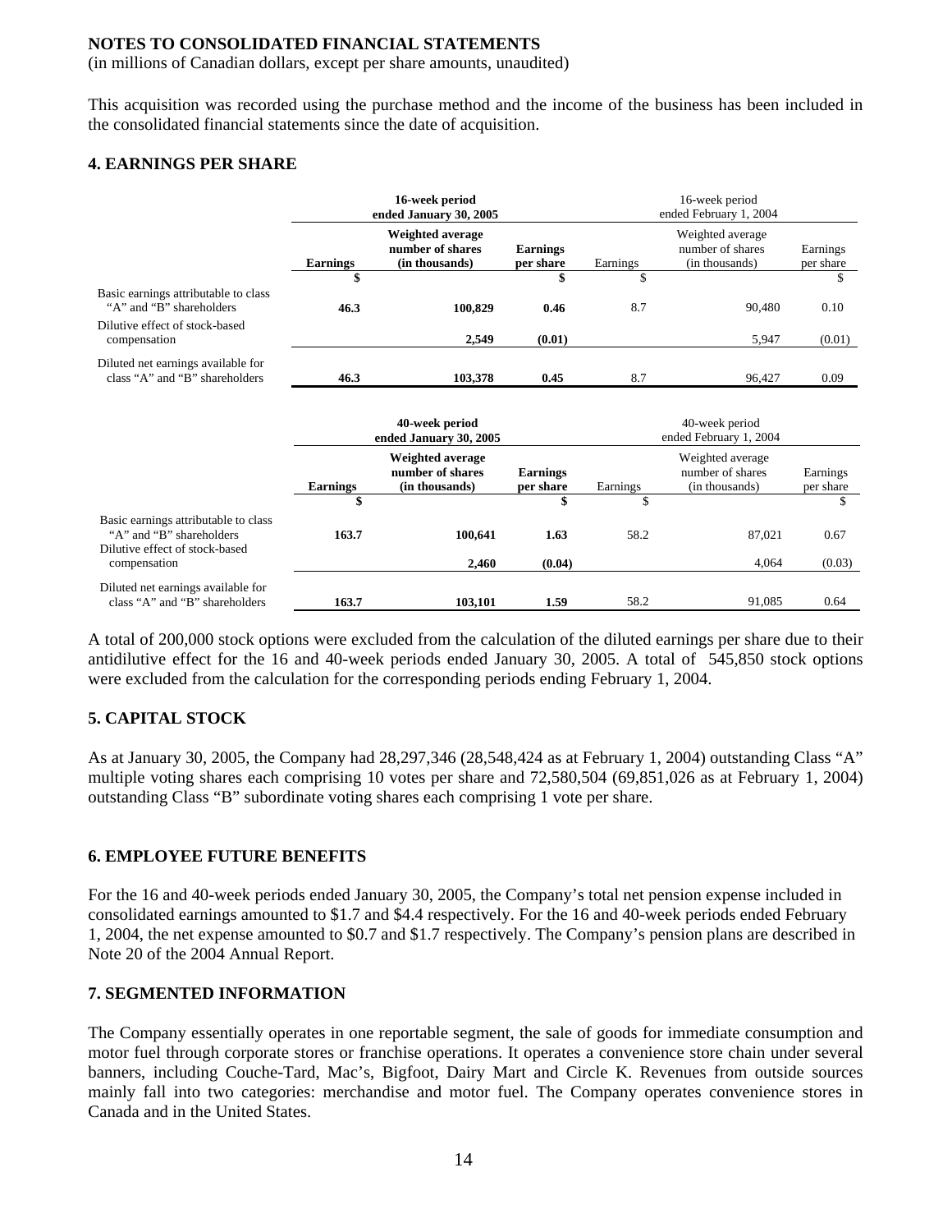**NOTES TO CONSOLIDATED FINANCIAL STATEMENTS**
(in millions of Canadian dollars, except per share amounts, unaudited)

This acquisition was recorded using the purchase method and the income of the business has been included in the consolidated financial statements since the date of acquisition.

## 4. EARNINGS PER SHARE

| | **16-week period ended January 30, 2005** | | | 16-week period ended February 1, 2004 | | |
|---|---|---|---|---|---|---|
| | **Earnings** | **Weighted average number of shares (in thousands)** | **Earnings per share** | Earnings | Weighted average number of shares (in thousands) | Earnings per share |
| | **$** | | **$** | $ | | $ |
| Basic earnings attributable to class "A" and "B" shareholders | **46.3** | **100,829** | **0.46** | 8.7 | 90,480 | 0.10 |
| Dilutive effect of stock-based compensation | | **2,549** | **(0.01)** | | 5,947 | (0.01) |
| Diluted net earnings available for class "A" and "B" shareholders | **46.3** | **103,378** | **0.45** | 8.7 | 96,427 | 0.09 |

| | **40-week period ended January 30, 2005** | | | 40-week period ended February 1, 2004 | | |
|---|---|---|---|---|---|---|
| | **Earnings** | **Weighted average number of shares (in thousands)** | **Earnings per share** | Earnings | Weighted average number of shares (in thousands) | Earnings per share |
| | **$** | | **$** | $ | | $ |
| Basic earnings attributable to class "A" and "B" shareholders | **163.7** | **100,641** | **1.63** | 58.2 | 87,021 | 0.67 |
| Dilutive effect of stock-based compensation | | **2,460** | **(0.04)** | | 4,064 | (0.03) |
| Diluted net earnings available for class "A" and "B" shareholders | **163.7** | **103,101** | **1.59** | 58.2 | 91,085 | 0.64 |

A total of 200,000 stock options were excluded from the calculation of the diluted earnings per share due to their antidilutive effect for the 16 and 40-week periods ended January 30, 2005. A total of 545,850 stock options were excluded from the calculation for the corresponding periods ending February 1, 2004.

## 5. CAPITAL STOCK

As at January 30, 2005, the Company had 28,297,346 (28,548,424 as at February 1, 2004) outstanding Class "A" multiple voting shares each comprising 10 votes per share and 72,580,504 (69,851,026 as at February 1, 2004) outstanding Class "B" subordinate voting shares each comprising 1 vote per share.

## 6. EMPLOYEE FUTURE BENEFITS

For the 16 and 40-week periods ended January 30, 2005, the Company's total net pension expense included in consolidated earnings amounted to $1.7 and $4.4 respectively. For the 16 and 40-week periods ended February 1, 2004, the net expense amounted to $0.7 and $1.7 respectively. The Company's pension plans are described in Note 20 of the 2004 Annual Report.

## 7. SEGMENTED INFORMATION

The Company essentially operates in one reportable segment, the sale of goods for immediate consumption and motor fuel through corporate stores or franchise operations. It operates a convenience store chain under several banners, including Couche-Tard, Mac's, Bigfoot, Dairy Mart and Circle K. Revenues from outside sources mainly fall into two categories: merchandise and motor fuel. The Company operates convenience stores in Canada and in the United States.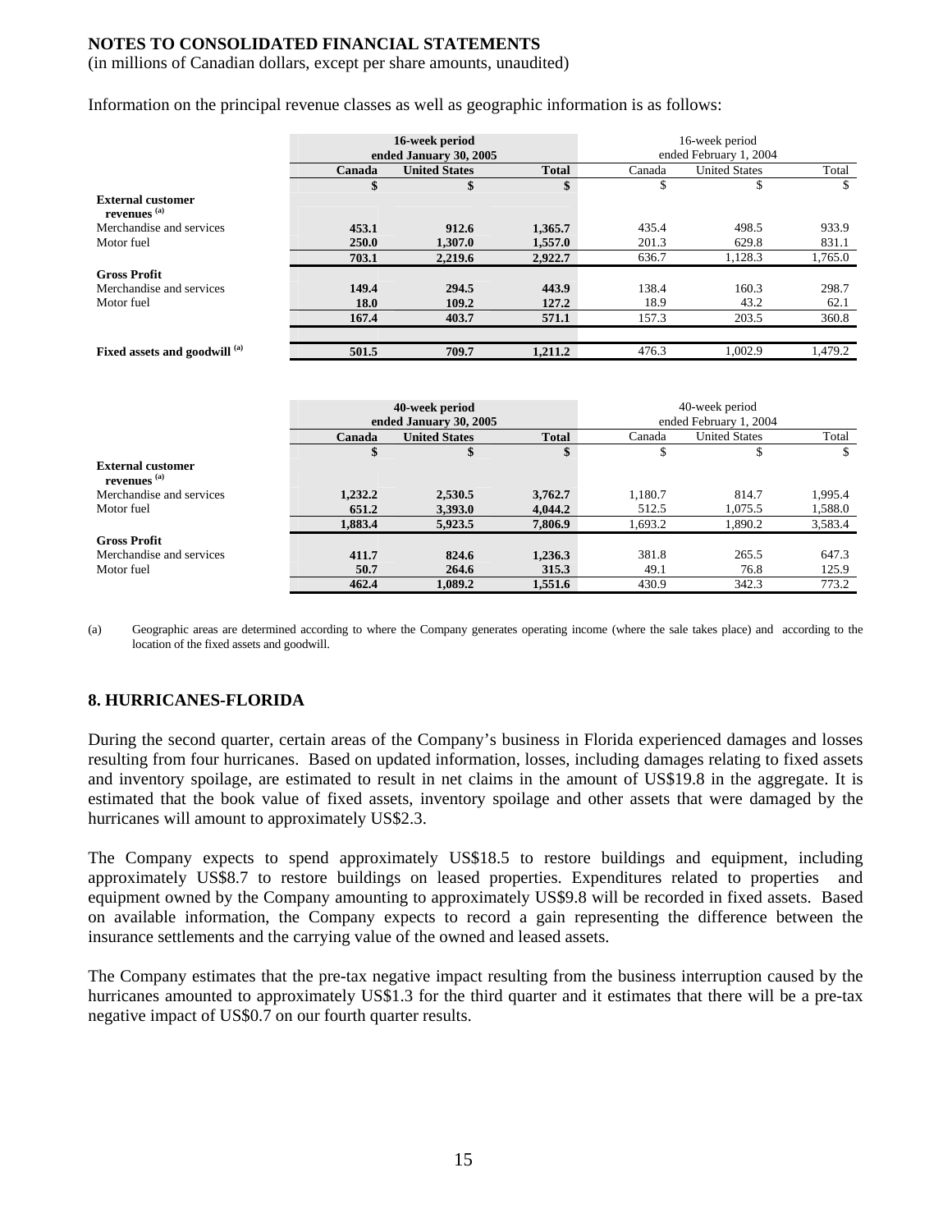**NOTES TO CONSOLIDATED FINANCIAL STATEMENTS**
(in millions of Canadian dollars, except per share amounts, unaudited)

Information on the principal revenue classes as well as geographic information is as follows:

| | **16-week period ended January 30, 2005** | | | 16-week period ended February 1, 2004 | | |
|---|---|---|---|---|---|---|
| | **Canada** | **United States** | **Total** | Canada | United States | Total |
| | **$** | **$** | **$** | $ | $ | $ |
| **External customer revenues [(a)]** | | | | | | |
| Merchandise and services | **453.1** | **912.6** | **1,365.7** | 435.4 | 498.5 | 933.9 |
| Motor fuel | **250.0** | **1,307.0** | **1,557.0** | 201.3 | 629.8 | 831.1 |
| | **703.1** | **2,219.6** | **2,922.7** | 636.7 | 1,128.3 | 1,765.0 |
| **Gross Profit** | | | | | | |
| Merchandise and services | **149.4** | **294.5** | **443.9** | 138.4 | 160.3 | 298.7 |
| Motor fuel | **18.0** | **109.2** | **127.2** | 18.9 | 43.2 | 62.1 |
| | **167.4** | **403.7** | **571.1** | 157.3 | 203.5 | 360.8 |
| **Fixed assets and goodwill [(a)]** | **501.5** | **709.7** | **1,211.2** | 476.3 | 1,002.9 | 1,479.2 |

| | **40-week period ended January 30, 2005** | | | 40-week period ended February 1, 2004 | | |
|---|---|---|---|---|---|---|
| | **Canada** | **United States** | **Total** | Canada | United States | Total |
| | **$** | **$** | **$** | $ | $ | $ |
| **External customer revenues [(a)]** | | | | | | |
| Merchandise and services | **1,232.2** | **2,530.5** | **3,762.7** | 1,180.7 | 814.7 | 1,995.4 |
| Motor fuel | **651.2** | **3,393.0** | **4,044.2** | 512.5 | 1,075.5 | 1,588.0 |
| | **1,883.4** | **5,923.5** | **7,806.9** | 1,693.2 | 1,890.2 | 3,583.4 |
| **Gross Profit** | | | | | | |
| Merchandise and services | **411.7** | **824.6** | **1,236.3** | 381.8 | 265.5 | 647.3 |
| Motor fuel | **50.7** | **264.6** | **315.3** | 49.1 | 76.8 | 125.9 |
| | **462.4** | **1,089.2** | **1,551.6** | 430.9 | 342.3 | 773.2 |

(a) Geographic areas are determined according to where the Company generates operating income (where the sale takes place) and according to the location of the fixed assets and goodwill.

## 8. HURRICANES-FLORIDA

During the second quarter, certain areas of the Company's business in Florida experienced damages and losses resulting from four hurricanes. Based on updated information, losses, including damages relating to fixed assets and inventory spoilage, are estimated to result in net claims in the amount of US$19.8 in the aggregate. It is estimated that the book value of fixed assets, inventory spoilage and other assets that were damaged by the hurricanes will amount to approximately US$2.3.

The Company expects to spend approximately US$18.5 to restore buildings and equipment, including approximately US$8.7 to restore buildings on leased properties. Expenditures related to properties and equipment owned by the Company amounting to approximately US$9.8 will be recorded in fixed assets. Based on available information, the Company expects to record a gain representing the difference between the insurance settlements and the carrying value of the owned and leased assets.

The Company estimates that the pre-tax negative impact resulting from the business interruption caused by the hurricanes amounted to approximately US$1.3 for the third quarter and it estimates that there will be a pre-tax negative impact of US$0.7 on our fourth quarter results.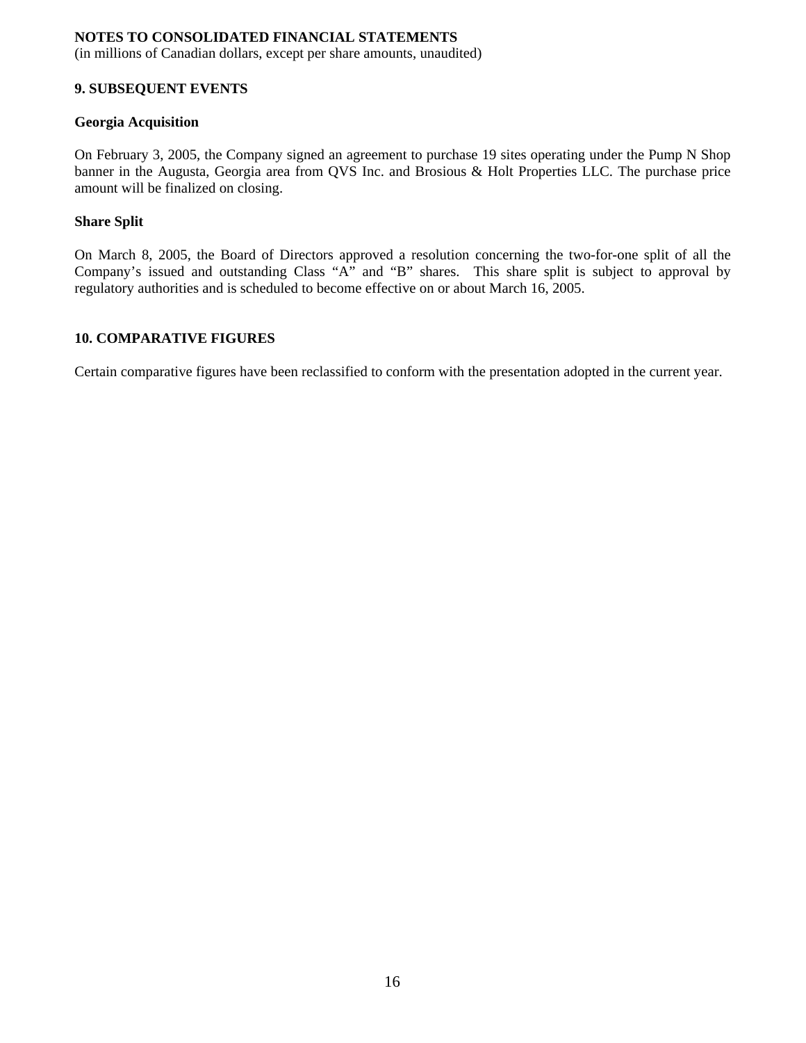**NOTES TO CONSOLIDATED FINANCIAL STATEMENTS**
(in millions of Canadian dollars, except per share amounts, unaudited)

## 9. SUBSEQUENT EVENTS

### Georgia Acquisition

On February 3, 2005, the Company signed an agreement to purchase 19 sites operating under the Pump N Shop banner in the Augusta, Georgia area from QVS Inc. and Brosious & Holt Properties LLC. The purchase price amount will be finalized on closing.

### Share Split

On March 8, 2005, the Board of Directors approved a resolution concerning the two-for-one split of all the Company's issued and outstanding Class "A" and "B" shares. This share split is subject to approval by regulatory authorities and is scheduled to become effective on or about March 16, 2005.

## 10. COMPARATIVE FIGURES

Certain comparative figures have been reclassified to conform with the presentation adopted in the current year.